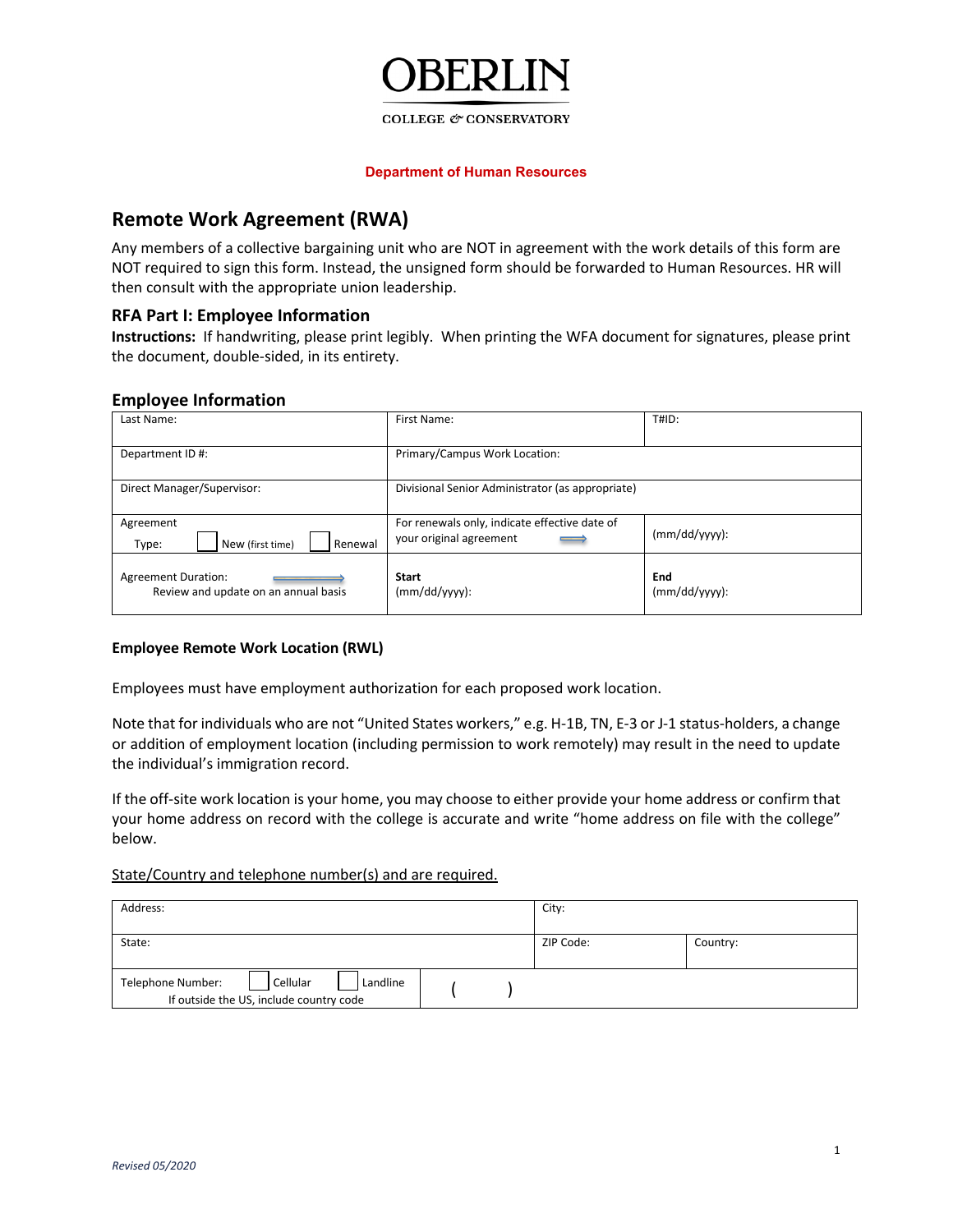OBERLIN

COLLEGE & CONSERVATORY

**Department of Human Resources**

# Remote Work Agreement (RWA)

Any members of a collective bargaining unit who are NOT in agreement with the work details of this form are NOT required to sign this form. Instead, the unsigned form should be forwarded to Human Resources. HR will then consult with the appropriate union leadership.

## RFA Part I: Employee Information

**Instructions:** If handwriting, please print legibly. When printing the WFA document for signatures, please print the document, double-sided, in its entirety.

### Employee Information

| Last Name: | First Name: | T#ID: |
|---|---|---|
| Department ID #: | Primary/Campus Work Location: | |
| Direct Manager/Supervisor: | Divisional Senior Administrator (as appropriate) | |
| Agreement Type: ☐ New (first time) ☐ Renewal | For renewals only, indicate effective date of your original agreement → | (mm/dd/yyyy): |
| Agreement Duration: → Review and update on an annual basis | **Start** (mm/dd/yyyy): | **End** (mm/dd/yyyy): |

**Employee Remote Work Location (RWL)**

Employees must have employment authorization for each proposed work location.

Note that for individuals who are not "United States workers," e.g. H-1B, TN, E-3 or J-1 status-holders, a change or addition of employment location (including permission to work remotely) may result in the need to update the individual's immigration record.

If the off-site work location is your home, you may choose to either provide your home address or confirm that your home address on record with the college is accurate and write "home address on file with the college" below.

State/Country and telephone number(s) and are required.

| Address: | City: | |
|---|---|---|
| State: | ZIP Code: | Country: |
| Telephone Number: ☐ Cellular ☐ Landline If outside the US, include country code | ( ) | |

*Revised 05/2020*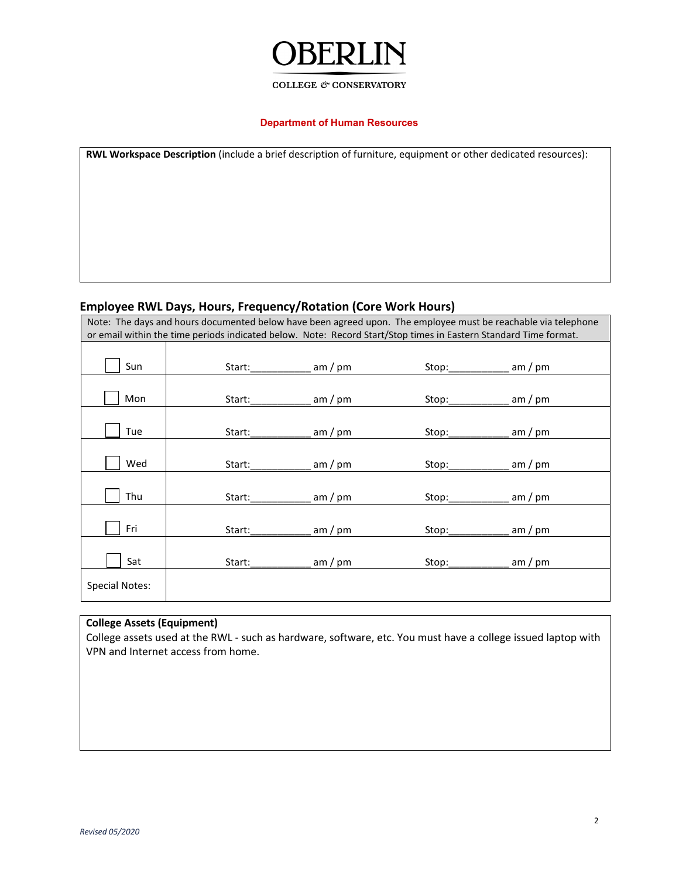# OBERLIN

COLLEGE & CONSERVATORY

**Department of Human Resources**

**RWL Workspace Description** (include a brief description of furniture, equipment or other dedicated resources):

## Employee RWL Days, Hours, Frequency/Rotation (Core Work Hours)

Note: The days and hours documented below have been agreed upon. The employee must be reachable via telephone or email within the time periods indicated below. Note: Record Start/Stop times in Eastern Standard Time format.

| | | |
|---|---|---|
| ☐ Sun | Start:__________ am / pm | Stop:__________ am / pm |
| ☐ Mon | Start:__________ am / pm | Stop:__________ am / pm |
| ☐ Tue | Start:__________ am / pm | Stop:__________ am / pm |
| ☐ Wed | Start:__________ am / pm | Stop:__________ am / pm |
| ☐ Thu | Start:__________ am / pm | Stop:__________ am / pm |
| ☐ Fri | Start:__________ am / pm | Stop:__________ am / pm |
| ☐ Sat | Start:__________ am / pm | Stop:__________ am / pm |
| Special Notes: | | |

**College Assets (Equipment)**

College assets used at the RWL - such as hardware, software, etc. You must have a college issued laptop with VPN and Internet access from home.

*Revised 05/2020*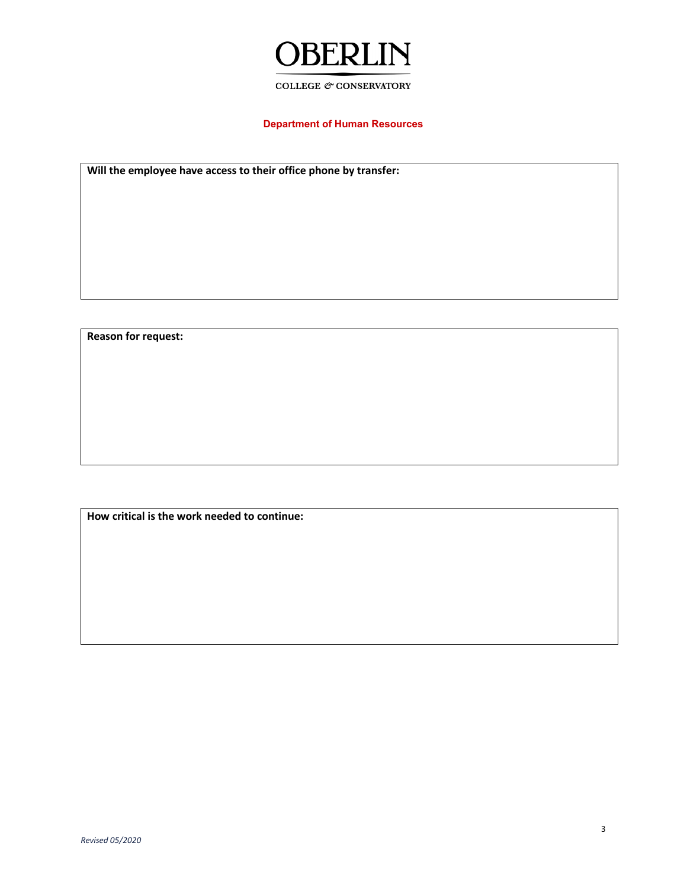**Department of Human Resources**

**Will the employee have access to their office phone by transfer:**

**Reason for request:**

**How critical is the work needed to continue:**

*Revised 05/2020*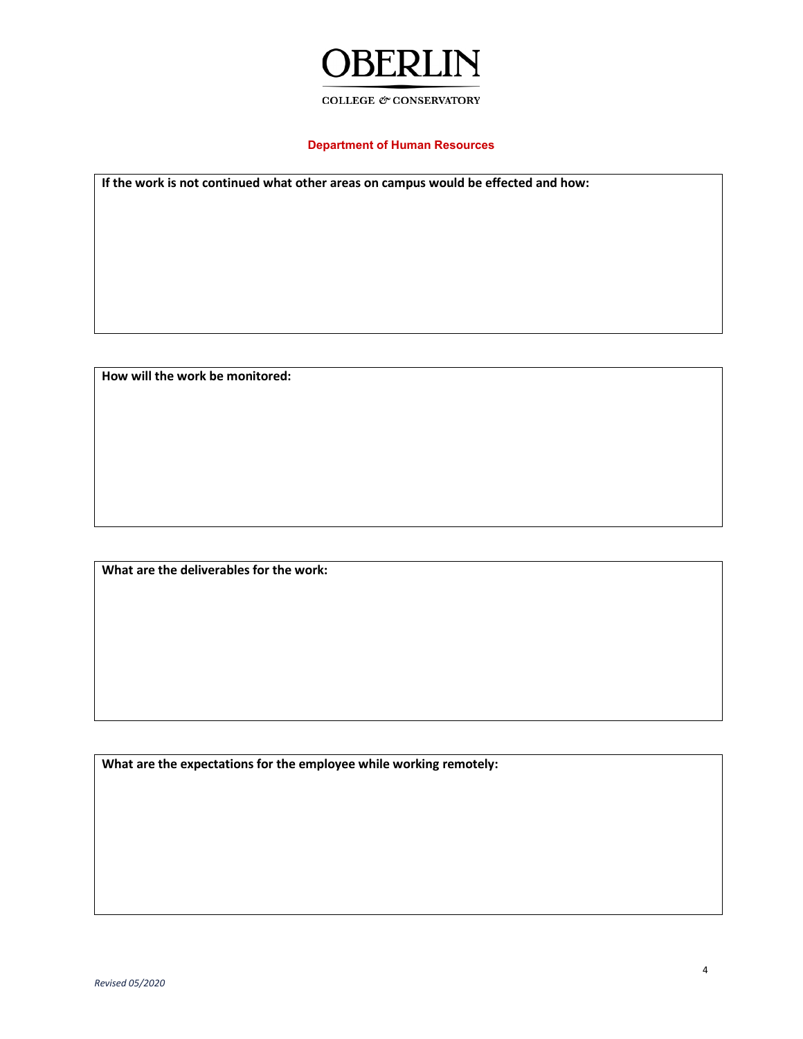**Department of Human Resources**

**If the work is not continued what other areas on campus would be effected and how:**

**How will the work be monitored:**

**What are the deliverables for the work:**

**What are the expectations for the employee while working remotely:**

*Revised 05/2020*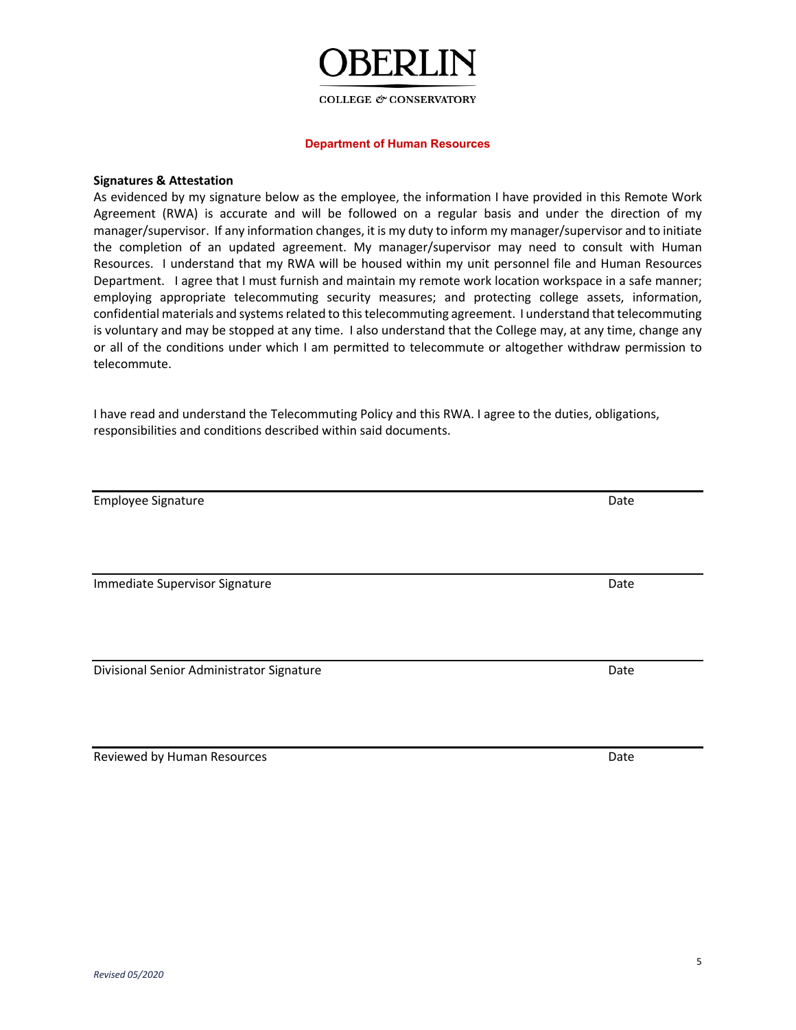OBERLIN

COLLEGE & CONSERVATORY

**Department of Human Resources**

**Signatures & Attestation**

As evidenced by my signature below as the employee, the information I have provided in this Remote Work Agreement (RWA) is accurate and will be followed on a regular basis and under the direction of my manager/supervisor. If any information changes, it is my duty to inform my manager/supervisor and to initiate the completion of an updated agreement. My manager/supervisor may need to consult with Human Resources. I understand that my RWA will be housed within my unit personnel file and Human Resources Department. I agree that I must furnish and maintain my remote work location workspace in a safe manner; employing appropriate telecommuting security measures; and protecting college assets, information, confidential materials and systems related to this telecommuting agreement. I understand that telecommuting is voluntary and may be stopped at any time. I also understand that the College may, at any time, change any or all of the conditions under which I am permitted to telecommute or altogether withdraw permission to telecommute.

I have read and understand the Telecommuting Policy and this RWA. I agree to the duties, obligations, responsibilities and conditions described within said documents.

Employee Signature Date

Immediate Supervisor Signature Date

Divisional Senior Administrator Signature Date

Reviewed by Human Resources Date

*Revised 05/2020*